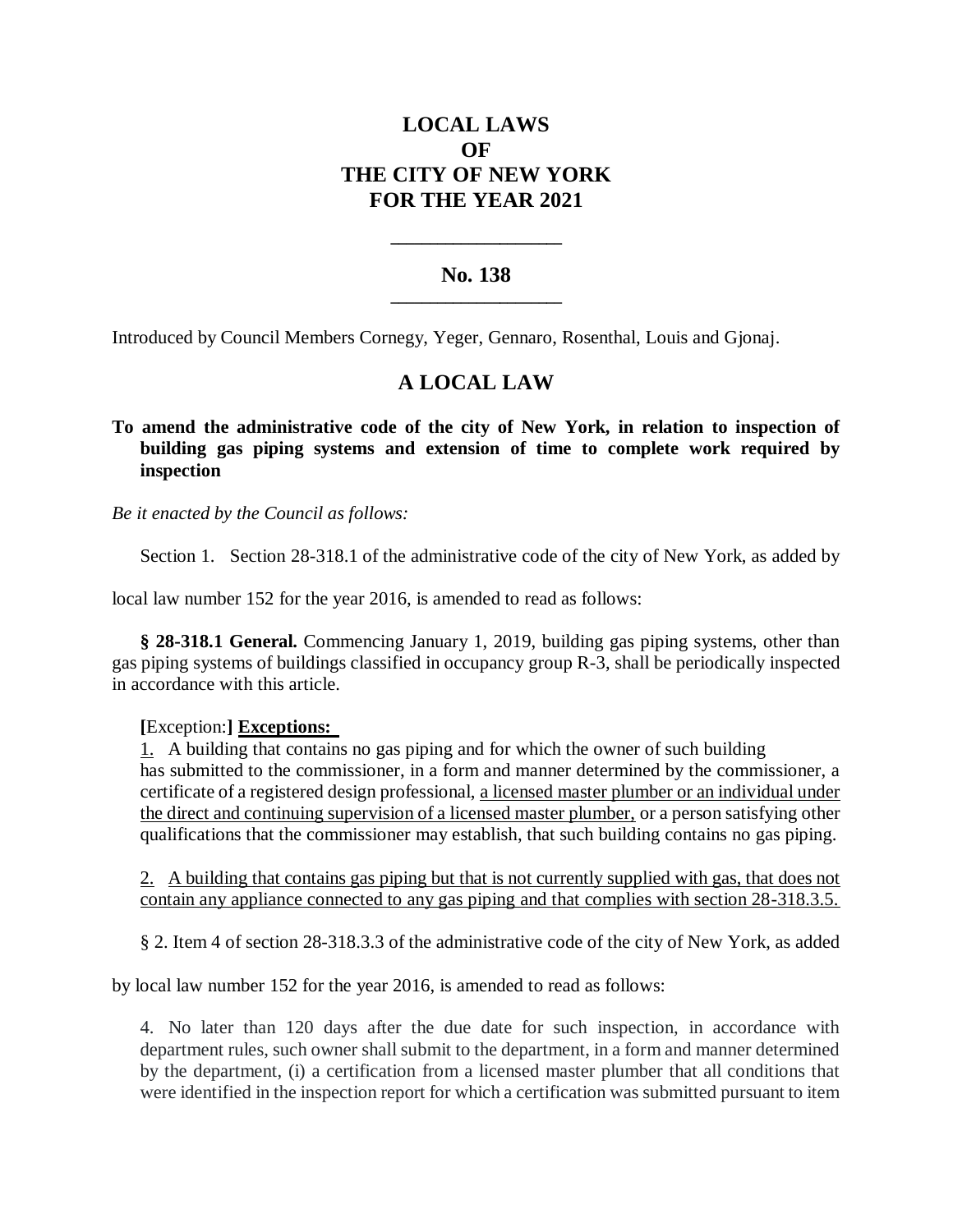# LOCAL LAWS
# OF
# THE CITY OF NEW YORK
# FOR THE YEAR 2021

\_\_\_\_\_\_\_\_\_\_\_\_\_\_\_\_\_\_\_\_

## No. 138

\_\_\_\_\_\_\_\_\_\_\_\_\_\_\_\_\_\_\_\_

Introduced by Council Members Cornegy, Yeger, Gennaro, Rosenthal, Louis and Gjonaj.

## A LOCAL LAW

**To amend the administrative code of the city of New York, in relation to inspection of building gas piping systems and extension of time to complete work required by inspection**

*Be it enacted by the Council as follows:*

Section 1. Section 28-318.1 of the administrative code of the city of New York, as added by local law number 152 for the year 2016, is amended to read as follows:

**§ 28-318.1 General.** Commencing January 1, 2019, building gas piping systems, other than gas piping systems of buildings classified in occupancy group R-3, shall be periodically inspected in accordance with this article.

**[**Exception:**]** <u>**Exceptions:**</u>

<u>1.</u> A building that contains no gas piping and for which the owner of such building has submitted to the commissioner, in a form and manner determined by the commissioner, a certificate of a registered design professional, <u>a licensed master plumber or an individual under the direct and continuing supervision of a licensed master plumber,</u> or a person satisfying other qualifications that the commissioner may establish, that such building contains no gas piping.

<u>2. A building that contains gas piping but that is not currently supplied with gas, that does not contain any appliance connected to any gas piping and that complies with section 28-318.3.5.</u>

§ 2. Item 4 of section 28-318.3.3 of the administrative code of the city of New York, as added by local law number 152 for the year 2016, is amended to read as follows:

4. No later than 120 days after the due date for such inspection, in accordance with department rules, such owner shall submit to the department, in a form and manner determined by the department, (i) a certification from a licensed master plumber that all conditions that were identified in the inspection report for which a certification was submitted pursuant to item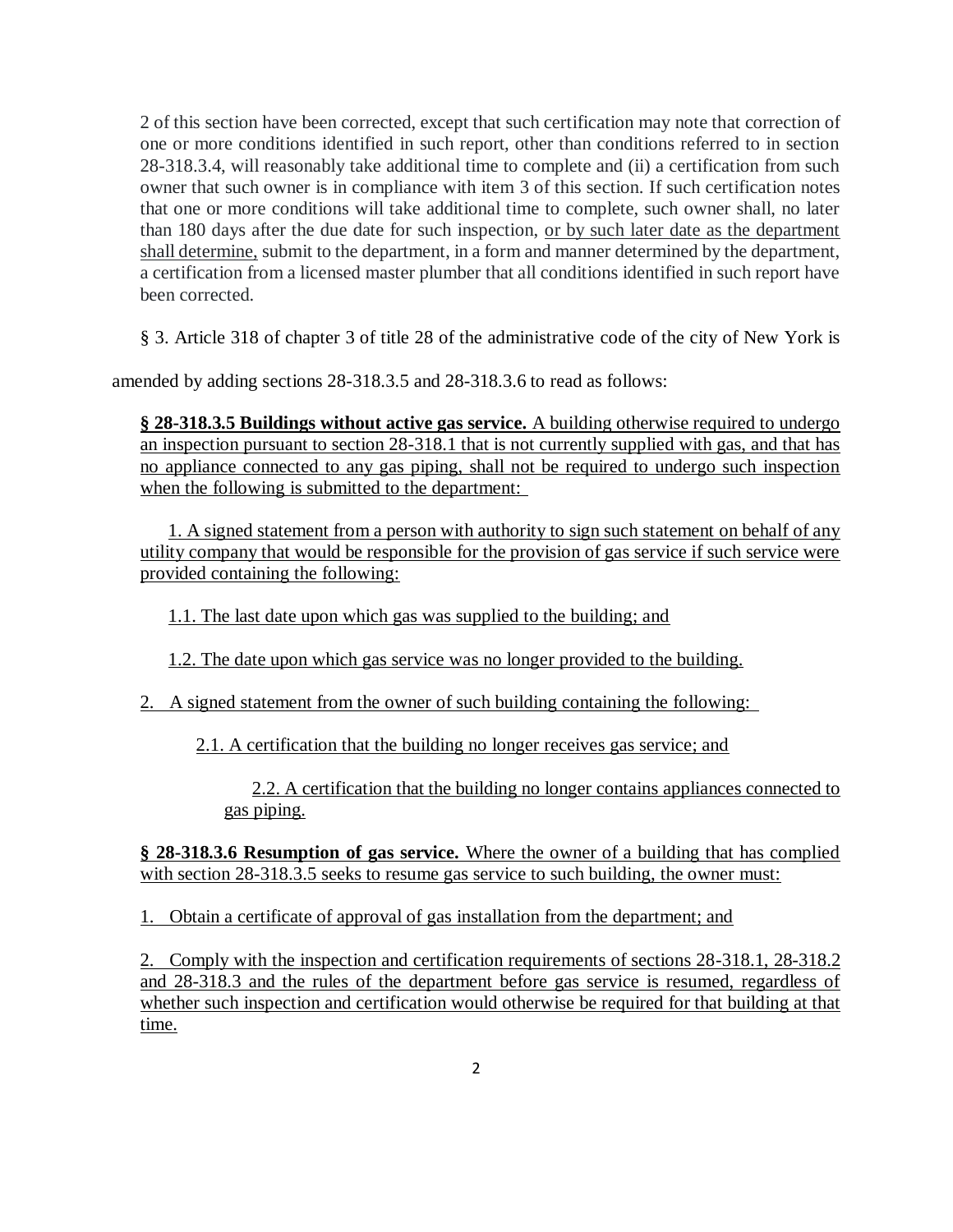2 of this section have been corrected, except that such certification may note that correction of one or more conditions identified in such report, other than conditions referred to in section 28-318.3.4, will reasonably take additional time to complete and (ii) a certification from such owner that such owner is in compliance with item 3 of this section. If such certification notes that one or more conditions will take additional time to complete, such owner shall, no later than 180 days after the due date for such inspection, <u>or by such later date as the department shall determine,</u> submit to the department, in a form and manner determined by the department, a certification from a licensed master plumber that all conditions identified in such report have been corrected.

§ 3. Article 318 of chapter 3 of title 28 of the administrative code of the city of New York is amended by adding sections 28-318.3.5 and 28-318.3.6 to read as follows:

<u>**§ 28-318.3.5 Buildings without active gas service.** A building otherwise required to undergo an inspection pursuant to section 28-318.1 that is not currently supplied with gas, and that has no appliance connected to any gas piping, shall not be required to undergo such inspection when the following is submitted to the department:</u>

<u>1. A signed statement from a person with authority to sign such statement on behalf of any utility company that would be responsible for the provision of gas service if such service were provided containing the following:</u>

<u>1.1. The last date upon which gas was supplied to the building; and</u>

<u>1.2. The date upon which gas service was no longer provided to the building.</u>

<u>2. A signed statement from the owner of such building containing the following:</u>

<u>2.1. A certification that the building no longer receives gas service; and</u>

<u>2.2. A certification that the building no longer contains appliances connected to gas piping.</u>

<u>**§ 28-318.3.6 Resumption of gas service.** Where the owner of a building that has complied with section 28-318.3.5 seeks to resume gas service to such building, the owner must:</u>

<u>1. Obtain a certificate of approval of gas installation from the department; and</u>

<u>2. Comply with the inspection and certification requirements of sections 28-318.1, 28-318.2 and 28-318.3 and the rules of the department before gas service is resumed, regardless of whether such inspection and certification would otherwise be required for that building at that time.</u>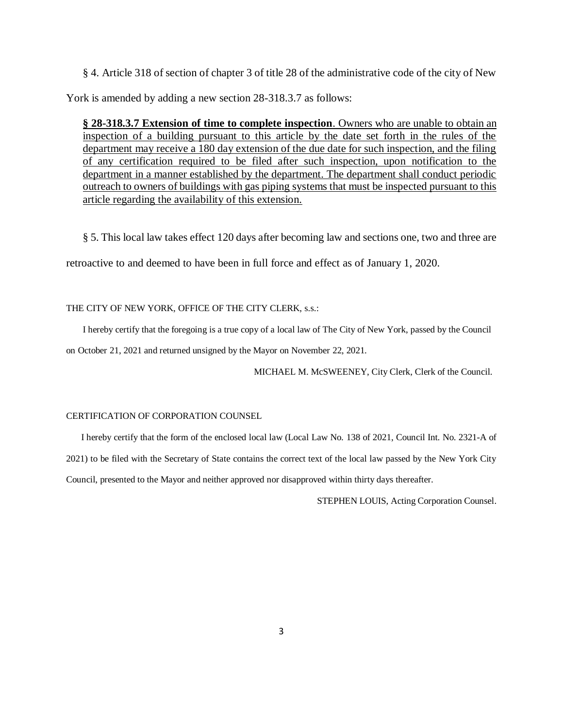§ 4. Article 318 of section of chapter 3 of title 28 of the administrative code of the city of New York is amended by adding a new section 28-318.3.7 as follows:

> <u>**§ 28-318.3.7 Extension of time to complete inspection**. Owners who are unable to obtain an inspection of a building pursuant to this article by the date set forth in the rules of the department may receive a 180 day extension of the due date for such inspection, and the filing of any certification required to be filed after such inspection, upon notification to the department in a manner established by the department. The department shall conduct periodic outreach to owners of buildings with gas piping systems that must be inspected pursuant to this article regarding the availability of this extension.</u>

§ 5. This local law takes effect 120 days after becoming law and sections one, two and three are retroactive to and deemed to have been in full force and effect as of January 1, 2020.

THE CITY OF NEW YORK, OFFICE OF THE CITY CLERK, s.s.:

I hereby certify that the foregoing is a true copy of a local law of The City of New York, passed by the Council on October 21, 2021 and returned unsigned by the Mayor on November 22, 2021.

MICHAEL M. McSWEENEY, City Clerk, Clerk of the Council.

CERTIFICATION OF CORPORATION COUNSEL

I hereby certify that the form of the enclosed local law (Local Law No. 138 of 2021, Council Int. No. 2321-A of 2021) to be filed with the Secretary of State contains the correct text of the local law passed by the New York City Council, presented to the Mayor and neither approved nor disapproved within thirty days thereafter.

STEPHEN LOUIS, Acting Corporation Counsel.